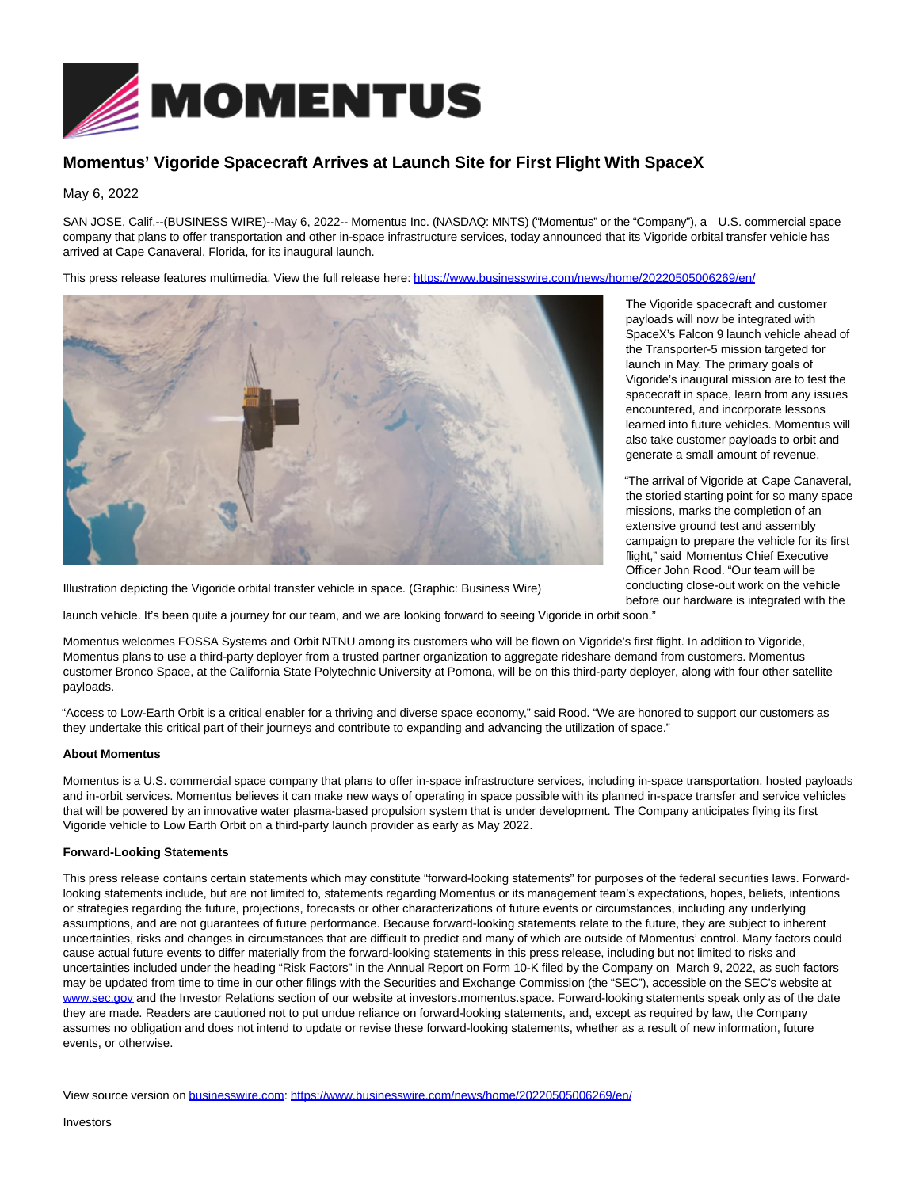# Momentus’ Vigoride Spacecraft Arrives at Launch Site for First Flight With SpaceX

May 6, 2022

SAN JOSE, Calif.--(BUSINESS WIRE)--May 6, 2022-- Momentus Inc. (NASDAQ: MNTS) (“Momentus” or the “Company”), a U.S. commercial space company that plans to offer transportation and other in-space infrastructure services, today announced that its Vigoride orbital transfer vehicle has arrived at Cape Canaveral, Florida, for its inaugural launch.

This press release features multimedia. View the full release here: https://www.businesswire.com/news/home/20220505006269/en/

Illustration depicting the Vigoride orbital transfer vehicle in space. (Graphic: Business Wire)

The Vigoride spacecraft and customer payloads will now be integrated with SpaceX’s Falcon 9 launch vehicle ahead of the Transporter-5 mission targeted for launch in May. The primary goals of Vigoride’s inaugural mission are to test the spacecraft in space, learn from any issues encountered, and incorporate lessons learned into future vehicles. Momentus will also take customer payloads to orbit and generate a small amount of revenue.

“The arrival of Vigoride at Cape Canaveral, the storied starting point for so many space missions, marks the completion of an extensive ground test and assembly campaign to prepare the vehicle for its first flight,” said Momentus Chief Executive Officer John Rood. “Our team will be conducting close-out work on the vehicle before our hardware is integrated with the launch vehicle. It’s been quite a journey for our team, and we are looking forward to seeing Vigoride in orbit soon.”

Momentus welcomes FOSSA Systems and Orbit NTNU among its customers who will be flown on Vigoride’s first flight. In addition to Vigoride, Momentus plans to use a third-party deployer from a trusted partner organization to aggregate rideshare demand from customers. Momentus customer Bronco Space, at the California State Polytechnic University at Pomona, will be on this third-party deployer, along with four other satellite payloads.

“Access to Low-Earth Orbit is a critical enabler for a thriving and diverse space economy,” said Rood. “We are honored to support our customers as they undertake this critical part of their journeys and contribute to expanding and advancing the utilization of space.”

**About Momentus**

Momentus is a U.S. commercial space company that plans to offer in-space infrastructure services, including in-space transportation, hosted payloads and in-orbit services. Momentus believes it can make new ways of operating in space possible with its planned in-space transfer and service vehicles that will be powered by an innovative water plasma-based propulsion system that is under development. The Company anticipates flying its first Vigoride vehicle to Low Earth Orbit on a third-party launch provider as early as May 2022.

**Forward-Looking Statements**

This press release contains certain statements which may constitute “forward-looking statements” for purposes of the federal securities laws. Forward-looking statements include, but are not limited to, statements regarding Momentus or its management team’s expectations, hopes, beliefs, intentions or strategies regarding the future, projections, forecasts or other characterizations of future events or circumstances, including any underlying assumptions, and are not guarantees of future performance. Because forward-looking statements relate to the future, they are subject to inherent uncertainties, risks and changes in circumstances that are difficult to predict and many of which are outside of Momentus’ control. Many factors could cause actual future events to differ materially from the forward-looking statements in this press release, including but not limited to risks and uncertainties included under the heading “Risk Factors” in the Annual Report on Form 10-K filed by the Company on March 9, 2022, as such factors may be updated from time to time in our other filings with the Securities and Exchange Commission (the “SEC”), accessible on the SEC’s website at www.sec.gov and the Investor Relations section of our website at investors.momentus.space. Forward-looking statements speak only as of the date they are made. Readers are cautioned not to put undue reliance on forward-looking statements, and, except as required by law, the Company assumes no obligation and does not intend to update or revise these forward-looking statements, whether as a result of new information, future events, or otherwise.

View source version on businesswire.com: https://www.businesswire.com/news/home/20220505006269/en/

Investors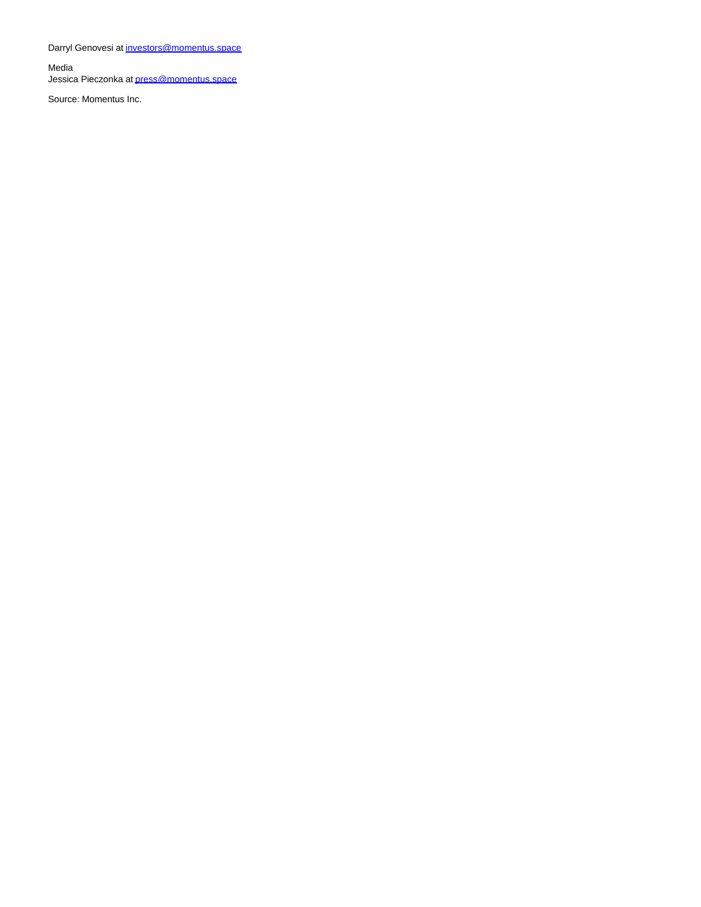Darryl Genovesi at investors@momentus.space

Media
Jessica Pieczonka at press@momentus.space

Source: Momentus Inc.